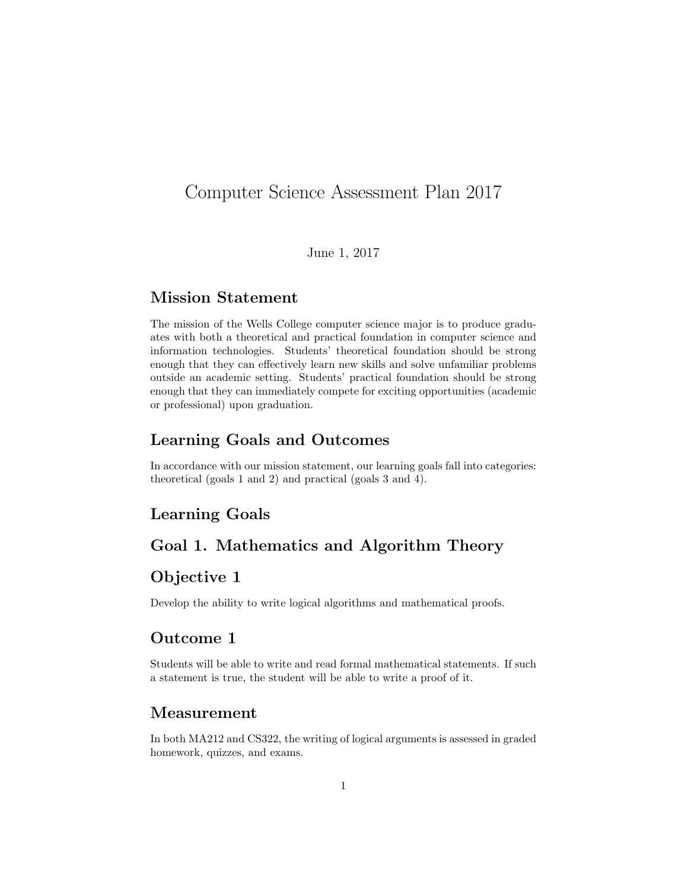# Computer Science Assessment Plan 2017

June 1, 2017

## Mission Statement

The mission of the Wells College computer science major is to produce graduates with both a theoretical and practical foundation in computer science and information technologies. Students' theoretical foundation should be strong enough that they can effectively learn new skills and solve unfamiliar problems outside an academic setting. Students' practical foundation should be strong enough that they can immediately compete for exciting opportunities (academic or professional) upon graduation.

## Learning Goals and Outcomes

In accordance with our mission statement, our learning goals fall into categories: theoretical (goals 1 and 2) and practical (goals 3 and 4).

## Learning Goals

## Goal 1. Mathematics and Algorithm Theory

## Objective 1

Develop the ability to write logical algorithms and mathematical proofs.

## Outcome 1

Students will be able to write and read formal mathematical statements. If such a statement is true, the student will be able to write a proof of it.

## Measurement

In both MA212 and CS322, the writing of logical arguments is assessed in graded homework, quizzes, and exams.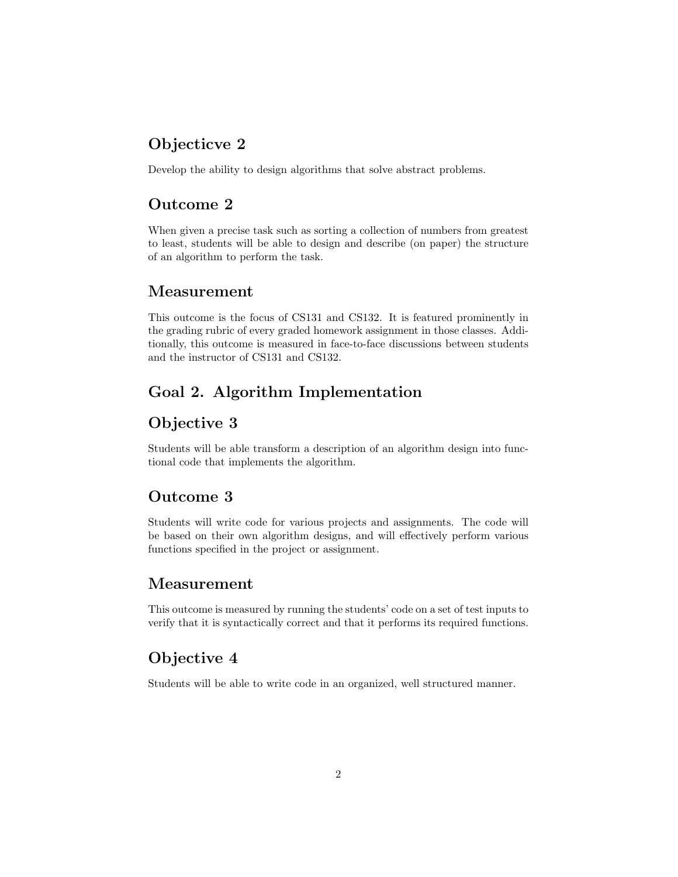## Objecticve 2

Develop the ability to design algorithms that solve abstract problems.

## Outcome 2

When given a precise task such as sorting a collection of numbers from greatest to least, students will be able to design and describe (on paper) the structure of an algorithm to perform the task.

## Measurement

This outcome is the focus of CS131 and CS132. It is featured prominently in the grading rubric of every graded homework assignment in those classes. Additionally, this outcome is measured in face-to-face discussions between students and the instructor of CS131 and CS132.

## Goal 2. Algorithm Implementation

## Objective 3

Students will be able transform a description of an algorithm design into functional code that implements the algorithm.

## Outcome 3

Students will write code for various projects and assignments. The code will be based on their own algorithm designs, and will effectively perform various functions specified in the project or assignment.

## Measurement

This outcome is measured by running the students' code on a set of test inputs to verify that it is syntactically correct and that it performs its required functions.

## Objective 4

Students will be able to write code in an organized, well structured manner.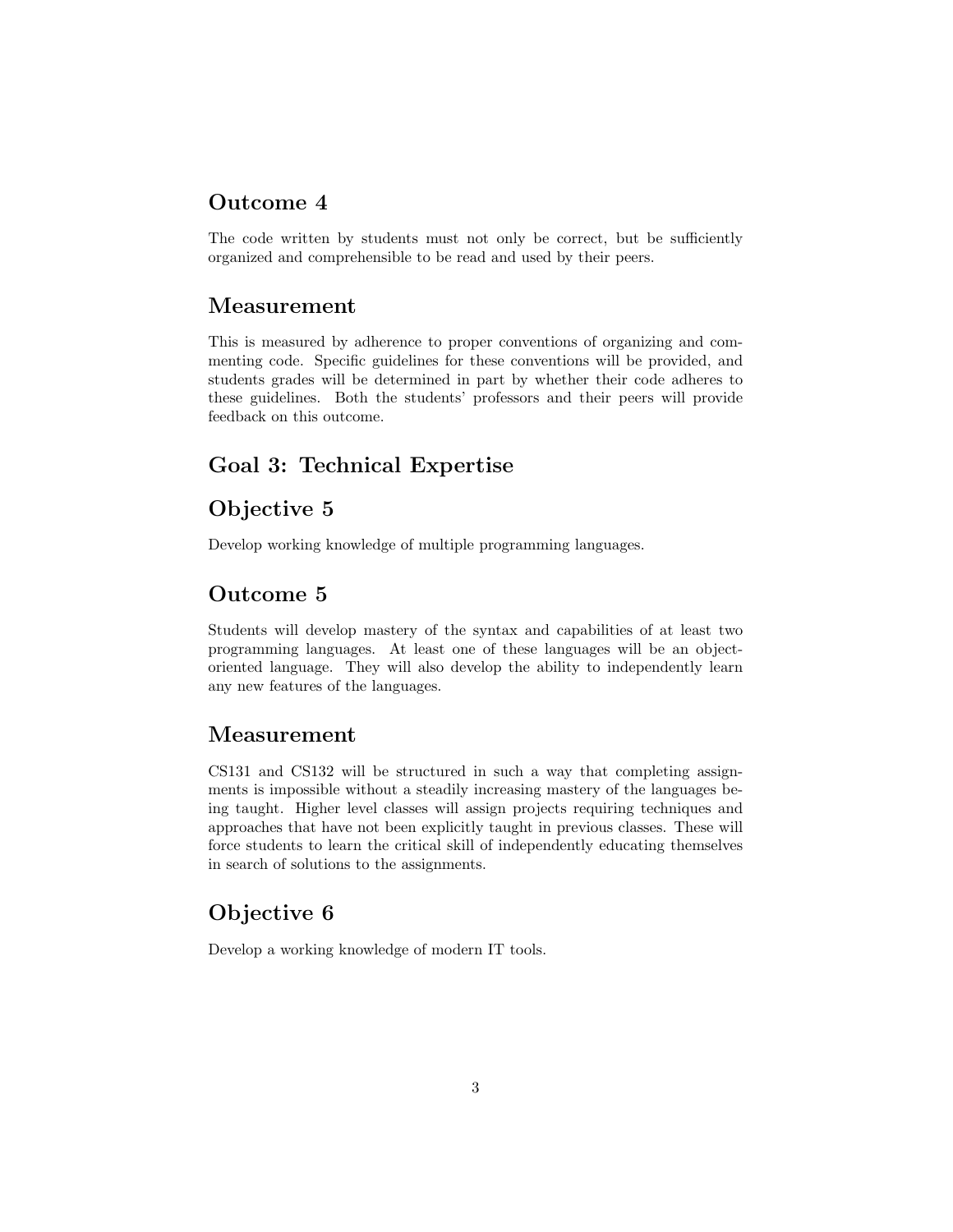## Outcome 4

The code written by students must not only be correct, but be sufficiently organized and comprehensible to be read and used by their peers.

## Measurement

This is measured by adherence to proper conventions of organizing and commenting code. Specific guidelines for these conventions will be provided, and students grades will be determined in part by whether their code adheres to these guidelines. Both the students' professors and their peers will provide feedback on this outcome.

## Goal 3: Technical Expertise

## Objective 5

Develop working knowledge of multiple programming languages.

## Outcome 5

Students will develop mastery of the syntax and capabilities of at least two programming languages. At least one of these languages will be an object-oriented language. They will also develop the ability to independently learn any new features of the languages.

## Measurement

CS131 and CS132 will be structured in such a way that completing assignments is impossible without a steadily increasing mastery of the languages being taught. Higher level classes will assign projects requiring techniques and approaches that have not been explicitly taught in previous classes. These will force students to learn the critical skill of independently educating themselves in search of solutions to the assignments.

## Objective 6

Develop a working knowledge of modern IT tools.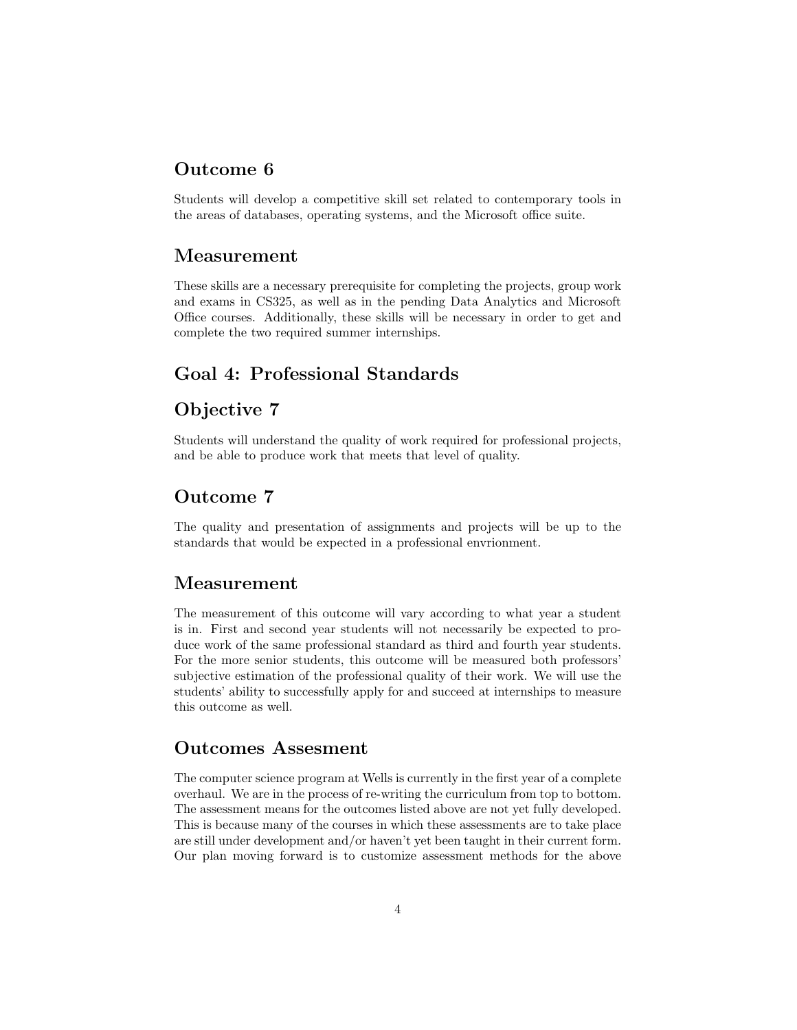## Outcome 6

Students will develop a competitive skill set related to contemporary tools in the areas of databases, operating systems, and the Microsoft office suite.

## Measurement

These skills are a necessary prerequisite for completing the projects, group work and exams in CS325, as well as in the pending Data Analytics and Microsoft Office courses. Additionally, these skills will be necessary in order to get and complete the two required summer internships.

## Goal 4: Professional Standards

## Objective 7

Students will understand the quality of work required for professional projects, and be able to produce work that meets that level of quality.

## Outcome 7

The quality and presentation of assignments and projects will be up to the standards that would be expected in a professional envrionment.

## Measurement

The measurement of this outcome will vary according to what year a student is in. First and second year students will not necessarily be expected to produce work of the same professional standard as third and fourth year students. For the more senior students, this outcome will be measured both professors' subjective estimation of the professional quality of their work. We will use the students' ability to successfully apply for and succeed at internships to measure this outcome as well.

## Outcomes Assesment

The computer science program at Wells is currently in the first year of a complete overhaul. We are in the process of re-writing the curriculum from top to bottom. The assessment means for the outcomes listed above are not yet fully developed. This is because many of the courses in which these assessments are to take place are still under development and/or haven't yet been taught in their current form. Our plan moving forward is to customize assessment methods for the above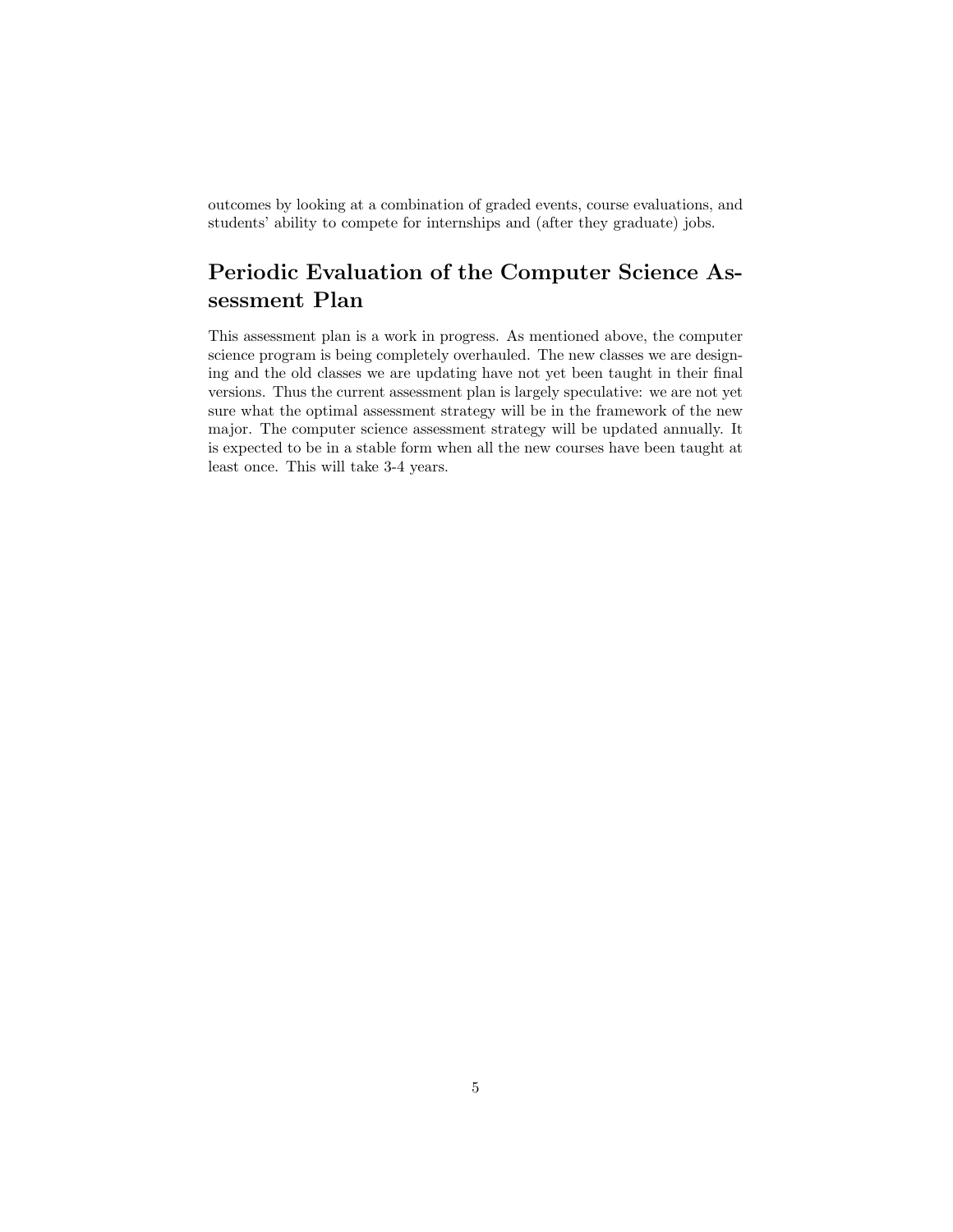outcomes by looking at a combination of graded events, course evaluations, and students' ability to compete for internships and (after they graduate) jobs.

## Periodic Evaluation of the Computer Science Assessment Plan

This assessment plan is a work in progress. As mentioned above, the computer science program is being completely overhauled. The new classes we are designing and the old classes we are updating have not yet been taught in their final versions. Thus the current assessment plan is largely speculative: we are not yet sure what the optimal assessment strategy will be in the framework of the new major. The computer science assessment strategy will be updated annually. It is expected to be in a stable form when all the new courses have been taught at least once. This will take 3-4 years.